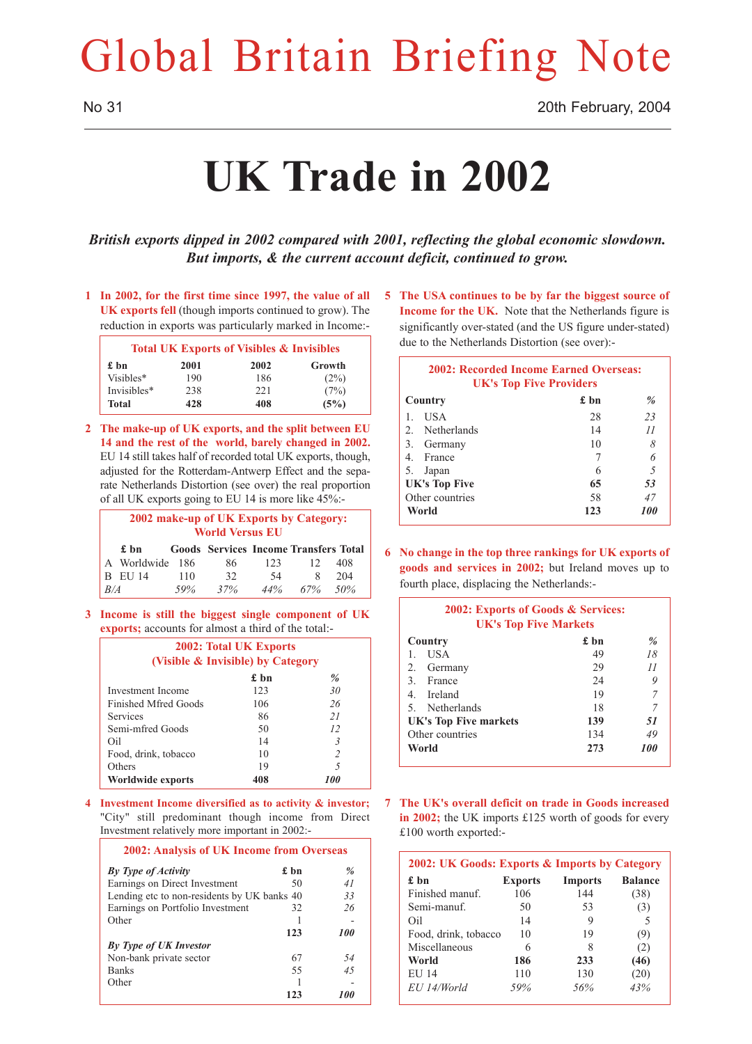# Global Britain Briefing Note

No 31

20th February, 2004

# UK Trade in 2002

***British exports dipped in 2002 compared with 2001, reflecting the global economic slowdown. But imports, & the current account deficit, continued to grow.***

1 **In 2002, for the first time since 1997, the value of all UK exports fell** (though imports continued to grow). The reduction in exports was particularly marked in Income:-

**Total UK Exports of Visibles & Invisibles**

| £ bn | 2001 | 2002 | Growth |
|---|---|---|---|
| Visibles* | 190 | 186 | (2%) |
| Invisibles* | 238 | 221 | (7%) |
| **Total** | **428** | **408** | **(5%)** |

2 **The make-up of UK exports, and the split between EU 14 and the rest of the world, barely changed in 2002.** EU 14 still takes half of recorded total UK exports, though, adjusted for the Rotterdam-Antwerp Effect and the separate Netherlands Distortion (see over) the real proportion of all UK exports going to EU 14 is more like 45%:-

**2002 make-up of UK Exports by Category: World Versus EU**

| £ bn | Goods | Services | Income | Transfers | Total |
|---|---|---|---|---|---|
| A Worldwide | 186 | 86 | 123 | 12 | 408 |
| B EU 14 | 110 | 32 | 54 | 8 | 204 |
| *B/A* | *59%* | *37%* | *44%* | *67%* | *50%* |

3 **Income is still the biggest single component of UK exports;** accounts for almost a third of the total:-

**2002: Total UK Exports (Visible & Invisible) by Category**

| | £ bn | % |
|---|---|---|
| Investment Income | 123 | *30* |
| Finished Mfred Goods | 106 | *26* |
| Services | 86 | *21* |
| Semi-mfred Goods | 50 | *12* |
| Oil | 14 | *3* |
| Food, drink, tobacco | 10 | *2* |
| Others | 19 | *5* |
| **Worldwide exports** | **408** | ***100*** |

4 **Investment Income diversified as to activity & investor;** "City" still predominant though income from Direct Investment relatively more important in 2002:-

**2002: Analysis of UK Income from Overseas**

| *By Type of Activity* | £ bn | % |
|---|---|---|
| Earnings on Direct Investment | 50 | *41* |
| Lending etc to non-residents by UK banks | 40 | *33* |
| Earnings on Portfolio Investment | 32 | *26* |
| Other | 1 | - |
| | **123** | ***100*** |
| ***By Type of UK Investor*** | | |
| Non-bank private sector | 67 | *54* |
| Banks | 55 | *45* |
| Other | 1 | - |
| | **123** | ***100*** |

5 **The USA continues to be by far the biggest source of Income for the UK.** Note that the Netherlands figure is significantly over-stated (and the US figure under-stated) due to the Netherlands Distortion (see over):-

**2002: Recorded Income Earned Overseas: UK's Top Five Providers**

| Country | £ bn | % |
|---|---|---|
| 1. USA | 28 | *23* |
| 2. Netherlands | 14 | *11* |
| 3. Germany | 10 | *8* |
| 4. France | 7 | *6* |
| 5. Japan | 6 | *5* |
| **UK's Top Five** | **65** | ***53*** |
| Other countries | 58 | *47* |
| **World** | **123** | ***100*** |

6 **No change in the top three rankings for UK exports of goods and services in 2002;** but Ireland moves up to fourth place, displacing the Netherlands:-

**2002: Exports of Goods & Services: UK's Top Five Markets**

| Country | £ bn | % |
|---|---|---|
| 1. USA | 49 | *18* |
| 2. Germany | 29 | *11* |
| 3. France | 24 | *9* |
| 4. Ireland | 19 | *7* |
| 5. Netherlands | 18 | *7* |
| **UK's Top Five markets** | **139** | ***51*** |
| Other countries | 134 | *49* |
| **World** | **273** | ***100*** |

7 **The UK's overall deficit on trade in Goods increased in 2002;** the UK imports £125 worth of goods for every £100 worth exported:-

**2002: UK Goods: Exports & Imports by Category**

| £ bn | Exports | Imports | Balance |
|---|---|---|---|
| Finished manuf. | 106 | 144 | (38) |
| Semi-manuf. | 50 | 53 | (3) |
| Oil | 14 | 9 | 5 |
| Food, drink, tobacco | 10 | 19 | (9) |
| Miscellaneous | 6 | 8 | (2) |
| **World** | **186** | **233** | **(46)** |
| EU 14 | 110 | 130 | (20) |
| *EU 14/World* | *59%* | *56%* | *43%* |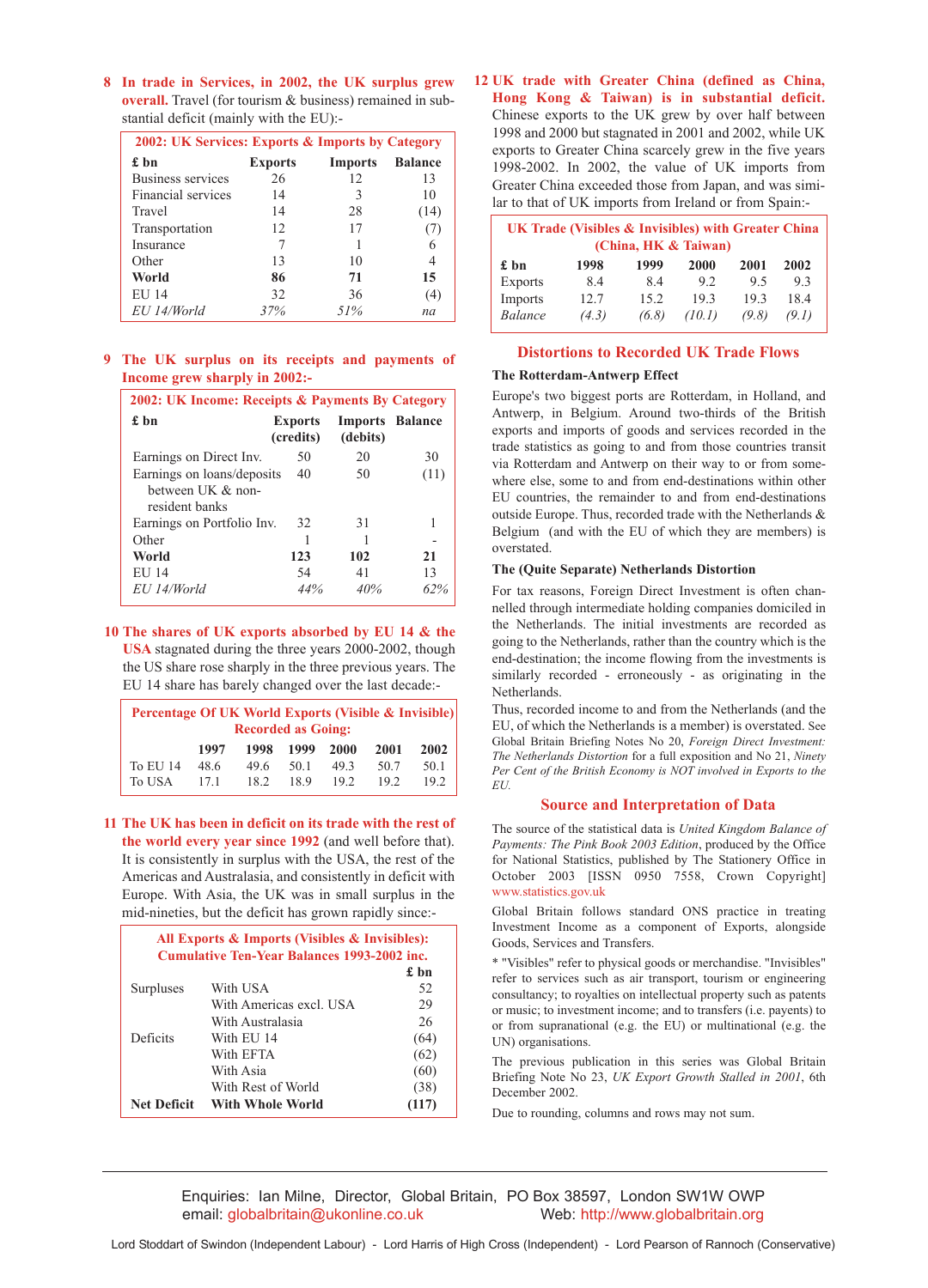**8 In trade in Services, in 2002, the UK surplus grew overall.** Travel (for tourism & business) remained in substantial deficit (mainly with the EU):-

| 2002: UK Services: Exports & Imports by Category | | | |
|---|---|---|---|
| **£ bn** | **Exports** | **Imports** | **Balance** |
| Business services | 26 | 12 | 13 |
| Financial services | 14 | 3 | 10 |
| Travel | 14 | 28 | (14) |
| Transportation | 12 | 17 | (7) |
| Insurance | 7 | 1 | 6 |
| Other | 13 | 10 | 4 |
| **World** | **86** | **71** | **15** |
| EU 14 | 32 | 36 | (4) |
| *EU 14/World* | *37%* | *51%* | *na* |

**9 The UK surplus on its receipts and payments of Income grew sharply in 2002:-**

| 2002: UK Income: Receipts & Payments By Category | | | |
|---|---|---|---|
| **£ bn** | **Exports (credits)** | **Imports (debits)** | **Balance** |
| Earnings on Direct Inv. | 50 | 20 | 30 |
| Earnings on loans/deposits between UK & non-resident banks | 40 | 50 | (11) |
| Earnings on Portfolio Inv. | 32 | 31 | 1 |
| Other | 1 | 1 | - |
| **World** | **123** | **102** | **21** |
| EU 14 | 54 | 41 | 13 |
| *EU 14/World* | *44%* | *40%* | *62%* |

**10 The shares of UK exports absorbed by EU 14 & the USA** stagnated during the three years 2000-2002, though the US share rose sharply in the three previous years. The EU 14 share has barely changed over the last decade:-

| Percentage Of UK World Exports (Visible & Invisible) Recorded as Going: | | | | | | |
|---|---|---|---|---|---|---|
| | **1997** | **1998** | **1999** | **2000** | **2001** | **2002** |
| To EU 14 | 48.6 | 49.6 | 50.1 | 49.3 | 50.7 | 50.1 |
| To USA | 17.1 | 18.2 | 18.9 | 19.2 | 19.2 | 19.2 |

**11 The UK has been in deficit on its trade with the rest of the world every year since 1992** (and well before that). It is consistently in surplus with the USA, the rest of the Americas and Australasia, and consistently in deficit with Europe. With Asia, the UK was in small surplus in the mid-nineties, but the deficit has grown rapidly since:-

| All Exports & Imports (Visibles & Invisibles): Cumulative Ten-Year Balances 1993-2002 inc. | | |
|---|---|---|
| | | **£ bn** |
| Surpluses | With USA | 52 |
| | With Americas excl. USA | 29 |
| | With Australasia | 26 |
| Deficits | With EU 14 | (64) |
| | With EFTA | (62) |
| | With Asia | (60) |
| | With Rest of World | (38) |
| **Net Deficit** | **With Whole World** | **(117)** |

**12 UK trade with Greater China (defined as China, Hong Kong & Taiwan) is in substantial deficit.** Chinese exports to the UK grew by over half between 1998 and 2000 but stagnated in 2001 and 2002, while UK exports to Greater China scarcely grew in the five years 1998-2002. In 2002, the value of UK imports from Greater China exceeded those from Japan, and was similar to that of UK imports from Ireland or from Spain:-

| UK Trade (Visibles & Invisibles) with Greater China (China, HK & Taiwan) | | | | | |
|---|---|---|---|---|---|
| **£ bn** | **1998** | **1999** | **2000** | **2001** | **2002** |
| Exports | 8.4 | 8.4 | 9.2 | 9.5 | 9.3 |
| Imports | 12.7 | 15.2 | 19.3 | 19.3 | 18.4 |
| *Balance* | *(4.3)* | *(6.8)* | *(10.1)* | *(9.8)* | *(9.1)* |

## Distortions to Recorded UK Trade Flows

### The Rotterdam-Antwerp Effect

Europe's two biggest ports are Rotterdam, in Holland, and Antwerp, in Belgium. Around two-thirds of the British exports and imports of goods and services recorded in the trade statistics as going to and from those countries transit via Rotterdam and Antwerp on their way to or from somewhere else, some to and from end-destinations within other EU countries, the remainder to and from end-destinations outside Europe. Thus, recorded trade with the Netherlands & Belgium (and with the EU of which they are members) is overstated.

### The (Quite Separate) Netherlands Distortion

For tax reasons, Foreign Direct Investment is often channelled through intermediate holding companies domiciled in the Netherlands. The initial investments are recorded as going to the Netherlands, rather than the country which is the end-destination; the income flowing from the investments is similarly recorded - erroneously - as originating in the Netherlands.

Thus, recorded income to and from the Netherlands (and the EU, of which the Netherlands is a member) is overstated. See Global Britain Briefing Notes No 20, *Foreign Direct Investment: The Netherlands Distortion* for a full exposition and No 21, *Ninety Per Cent of the British Economy is NOT involved in Exports to the EU.*

## Source and Interpretation of Data

The source of the statistical data is *United Kingdom Balance of Payments: The Pink Book 2003 Edition*, produced by the Office for National Statistics, published by The Stationery Office in October 2003 [ISSN 0950 7558, Crown Copyright] www.statistics.gov.uk

Global Britain follows standard ONS practice in treating Investment Income as a component of Exports, alongside Goods, Services and Transfers.

* "Visibles" refer to physical goods or merchandise. "Invisibles" refer to services such as air transport, tourism or engineering consultancy; to royalties on intellectual property such as patents or music; to investment income; and to transfers (i.e. payments) to or from supranational (e.g. the EU) or multinational (e.g. the UN) organisations.

The previous publication in this series was Global Britain Briefing Note No 23, *UK Export Growth Stalled in 2001*, 6th December 2002.

Due to rounding, columns and rows may not sum.

---

Enquiries: Ian Milne, Director, Global Britain, PO Box 38597, London SW1W OWP
email: globalbritain@ukonline.co.uk Web: http://www.globalbritain.org

Lord Stoddart of Swindon (Independent Labour) - Lord Harris of High Cross (Independent) - Lord Pearson of Rannoch (Conservative)